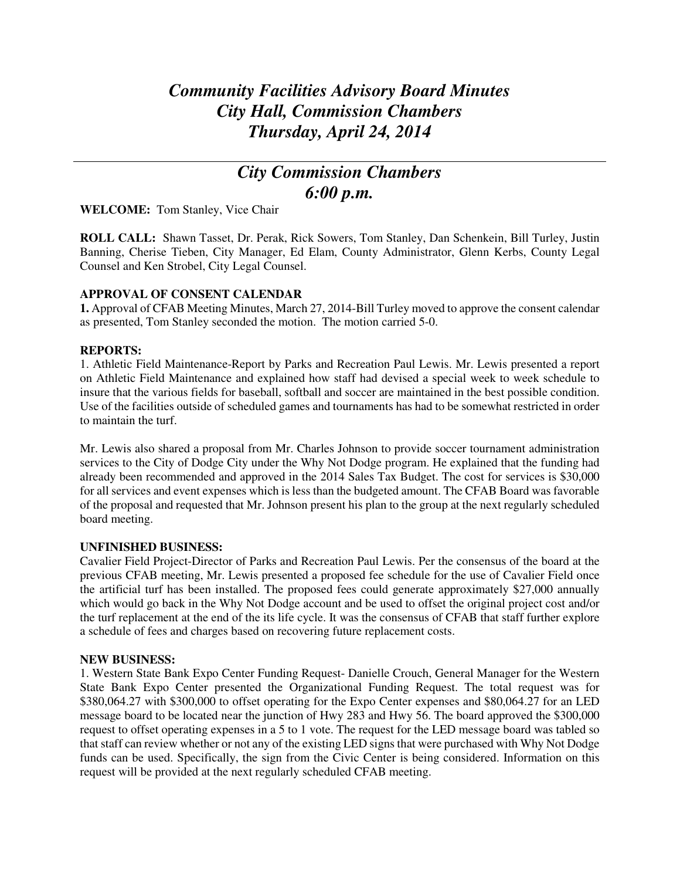# *Community Facilities Advisory Board Minutes*
# *City Hall, Commission Chambers*
# *Thursday, April 24, 2014*

---

## *City Commission Chambers*
## *6:00 p.m.*

**WELCOME:** Tom Stanley, Vice Chair

**ROLL CALL:** Shawn Tasset, Dr. Perak, Rick Sowers, Tom Stanley, Dan Schenkein, Bill Turley, Justin Banning, Cherise Tieben, City Manager, Ed Elam, County Administrator, Glenn Kerbs, County Legal Counsel and Ken Strobel, City Legal Counsel.

**APPROVAL OF CONSENT CALENDAR**

**1.** Approval of CFAB Meeting Minutes, March 27, 2014-Bill Turley moved to approve the consent calendar as presented, Tom Stanley seconded the motion. The motion carried 5-0.

**REPORTS:**

1. Athletic Field Maintenance-Report by Parks and Recreation Paul Lewis. Mr. Lewis presented a report on Athletic Field Maintenance and explained how staff had devised a special week to week schedule to insure that the various fields for baseball, softball and soccer are maintained in the best possible condition. Use of the facilities outside of scheduled games and tournaments has had to be somewhat restricted in order to maintain the turf.

Mr. Lewis also shared a proposal from Mr. Charles Johnson to provide soccer tournament administration services to the City of Dodge City under the Why Not Dodge program. He explained that the funding had already been recommended and approved in the 2014 Sales Tax Budget. The cost for services is $30,000 for all services and event expenses which is less than the budgeted amount. The CFAB Board was favorable of the proposal and requested that Mr. Johnson present his plan to the group at the next regularly scheduled board meeting.

**UNFINISHED BUSINESS:**

Cavalier Field Project-Director of Parks and Recreation Paul Lewis. Per the consensus of the board at the previous CFAB meeting, Mr. Lewis presented a proposed fee schedule for the use of Cavalier Field once the artificial turf has been installed. The proposed fees could generate approximately $27,000 annually which would go back in the Why Not Dodge account and be used to offset the original project cost and/or the turf replacement at the end of the its life cycle. It was the consensus of CFAB that staff further explore a schedule of fees and charges based on recovering future replacement costs.

**NEW BUSINESS:**

1. Western State Bank Expo Center Funding Request- Danielle Crouch, General Manager for the Western State Bank Expo Center presented the Organizational Funding Request. The total request was for $380,064.27 with $300,000 to offset operating for the Expo Center expenses and $80,064.27 for an LED message board to be located near the junction of Hwy 283 and Hwy 56. The board approved the $300,000 request to offset operating expenses in a 5 to 1 vote. The request for the LED message board was tabled so that staff can review whether or not any of the existing LED signs that were purchased with Why Not Dodge funds can be used. Specifically, the sign from the Civic Center is being considered. Information on this request will be provided at the next regularly scheduled CFAB meeting.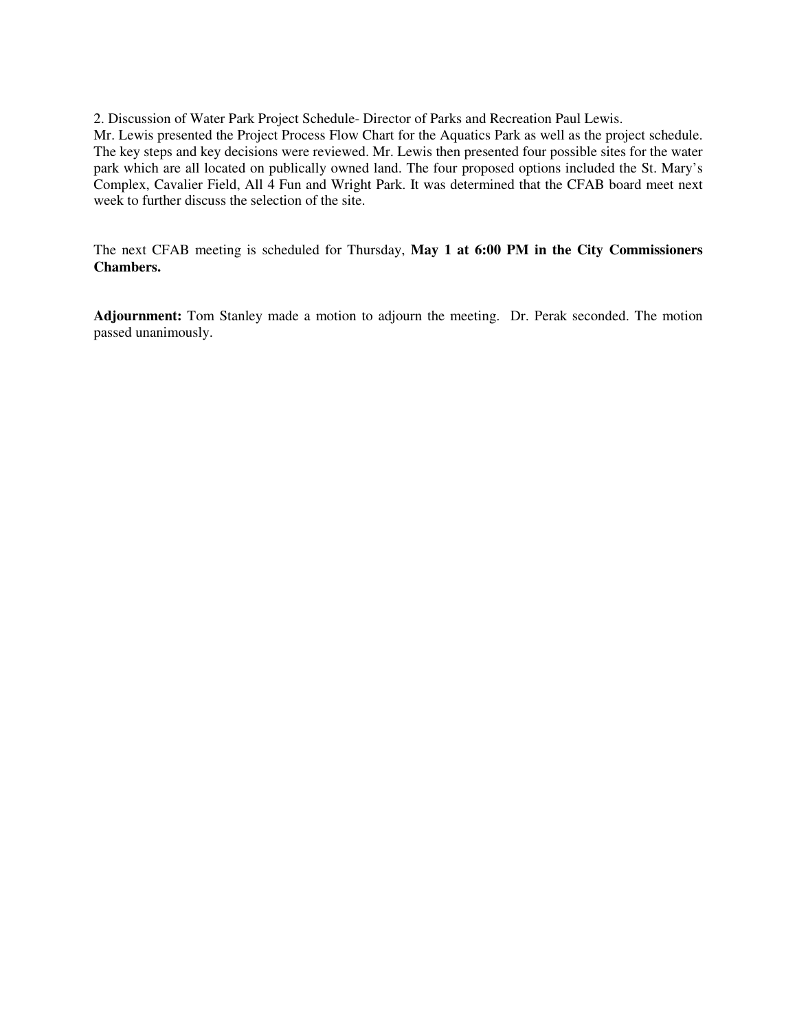2. Discussion of Water Park Project Schedule- Director of Parks and Recreation Paul Lewis.
Mr. Lewis presented the Project Process Flow Chart for the Aquatics Park as well as the project schedule. The key steps and key decisions were reviewed. Mr. Lewis then presented four possible sites for the water park which are all located on publically owned land. The four proposed options included the St. Mary's Complex, Cavalier Field, All 4 Fun and Wright Park. It was determined that the CFAB board meet next week to further discuss the selection of the site.

The next CFAB meeting is scheduled for Thursday, **May 1 at 6:00 PM in the City Commissioners Chambers.**

**Adjournment:** Tom Stanley made a motion to adjourn the meeting. Dr. Perak seconded. The motion passed unanimously.